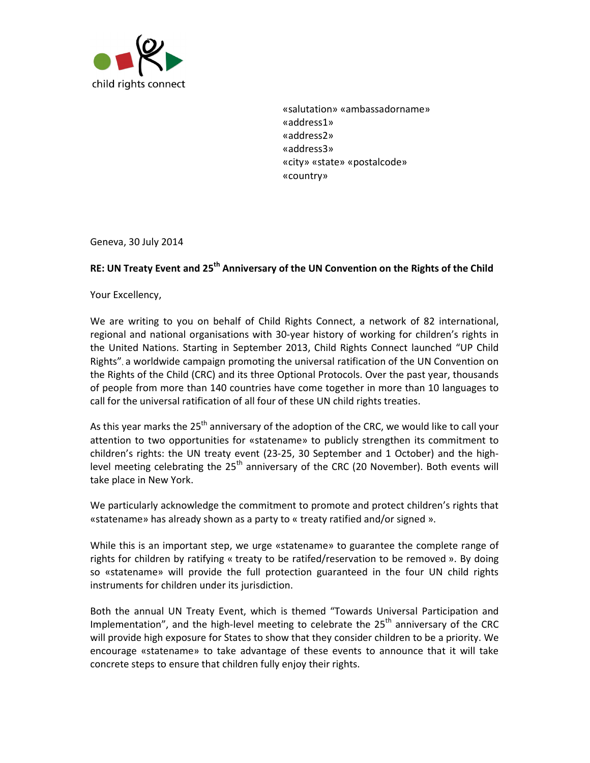child rights connect

«salutation» «ambassadorname»
«address1»
«address2»
«address3»
«city» «state» «postalcode»
«country»

Geneva, 30 July 2014

**RE: UN Treaty Event and 25th Anniversary of the UN Convention on the Rights of the Child**

Your Excellency,

We are writing to you on behalf of Child Rights Connect, a network of 82 international, regional and national organisations with 30-year history of working for children's rights in the United Nations. Starting in September 2013, Child Rights Connect launched "UP Child Rights", a worldwide campaign promoting the universal ratification of the UN Convention on the Rights of the Child (CRC) and its three Optional Protocols. Over the past year, thousands of people from more than 140 countries have come together in more than 10 languages to call for the universal ratification of all four of these UN child rights treaties.

As this year marks the 25th anniversary of the adoption of the CRC, we would like to call your attention to two opportunities for «statename» to publicly strengthen its commitment to children's rights: the UN treaty event (23-25, 30 September and 1 October) and the high-level meeting celebrating the 25th anniversary of the CRC (20 November). Both events will take place in New York.

We particularly acknowledge the commitment to promote and protect children's rights that «statename» has already shown as a party to « treaty ratified and/or signed ».

While this is an important step, we urge «statename» to guarantee the complete range of rights for children by ratifying « treaty to be ratifed/reservation to be removed ». By doing so «statename» will provide the full protection guaranteed in the four UN child rights instruments for children under its jurisdiction.

Both the annual UN Treaty Event, which is themed "Towards Universal Participation and Implementation", and the high-level meeting to celebrate the 25th anniversary of the CRC will provide high exposure for States to show that they consider children to be a priority. We encourage «statename» to take advantage of these events to announce that it will take concrete steps to ensure that children fully enjoy their rights.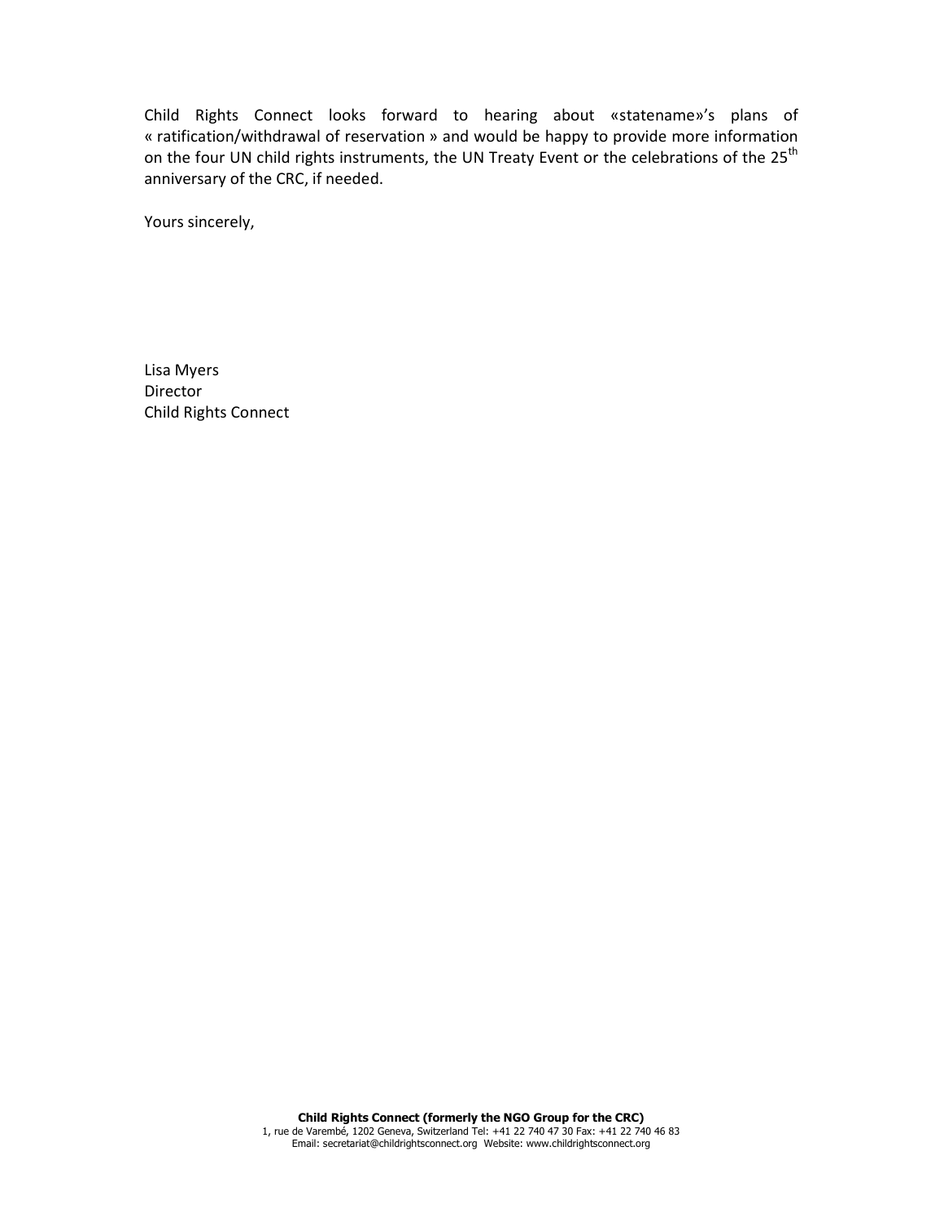Child Rights Connect looks forward to hearing about «statename»'s plans of « ratification/withdrawal of reservation » and would be happy to provide more information on the four UN child rights instruments, the UN Treaty Event or the celebrations of the 25th anniversary of the CRC, if needed.

Yours sincerely,

Lisa Myers
Director
Child Rights Connect

**Child Rights Connect (formerly the NGO Group for the CRC)**
1, rue de Varembé, 1202 Geneva, Switzerland Tel: +41 22 740 47 30 Fax: +41 22 740 46 83
Email: secretariat@childrightsconnect.org Website: www.childrightsconnect.org